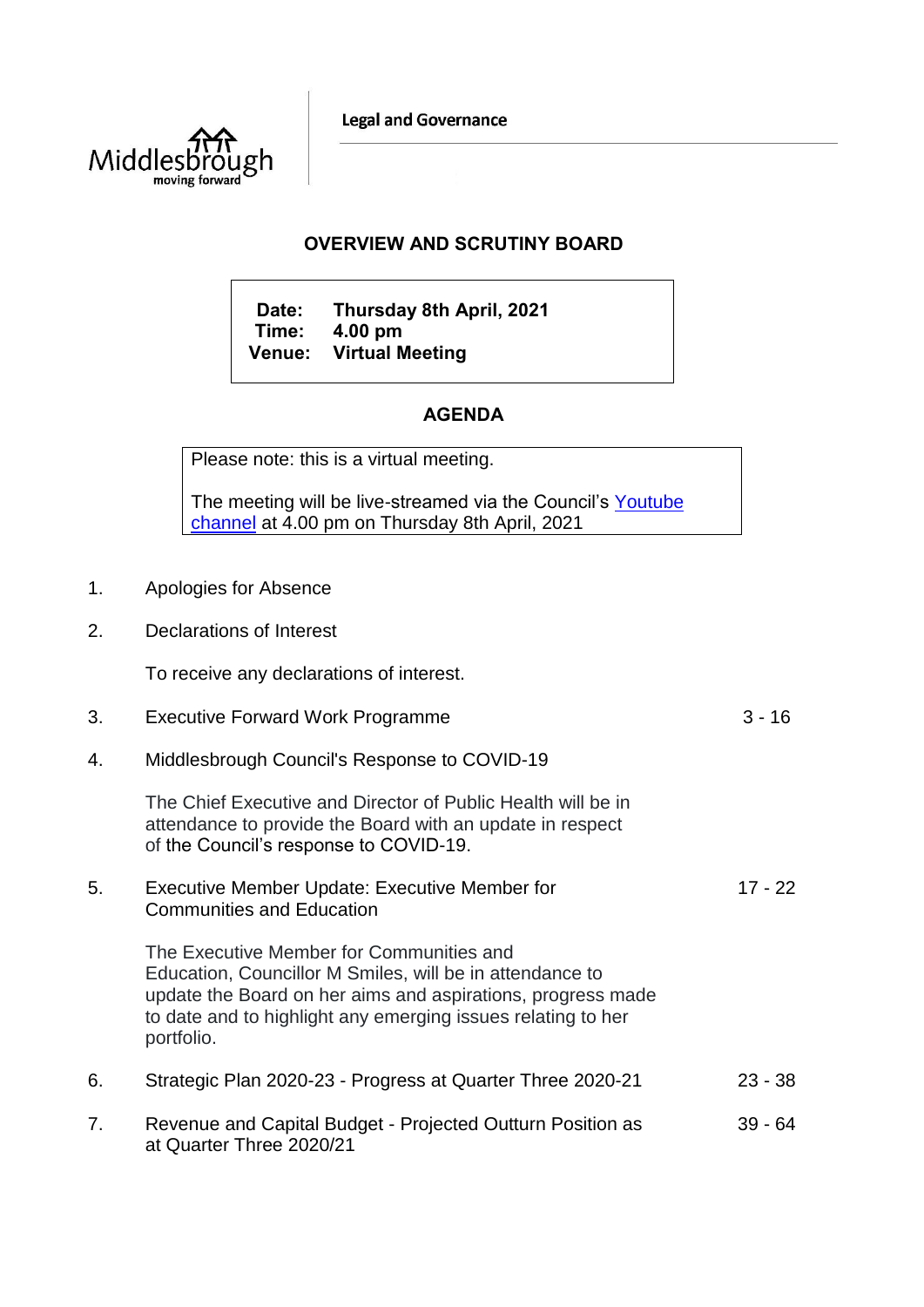Middlesbrough
moving forward

Legal and Governance

# OVERVIEW AND SCRUTINY BOARD

**Date:** **Thursday 8th April, 2021**
**Time:** **4.00 pm**
**Venue:** **Virtual Meeting**

## AGENDA

Please note: this is a virtual meeting.

The meeting will be live-streamed via the Council's Youtube channel at 4.00 pm on Thursday 8th April, 2021

| | | |
|---|---|---|
| 1. | Apologies for Absence | |
| 2. | Declarations of Interest<br><br>To receive any declarations of interest. | |
| 3. | Executive Forward Work Programme | 3 - 16 |
| 4. | Middlesbrough Council's Response to COVID-19<br><br>The Chief Executive and Director of Public Health will be in attendance to provide the Board with an update in respect of the Council's response to COVID-19. | |
| 5. | Executive Member Update: Executive Member for Communities and Education<br><br>The Executive Member for Communities and Education, Councillor M Smiles, will be in attendance to update the Board on her aims and aspirations, progress made to date and to highlight any emerging issues relating to her portfolio. | 17 - 22 |
| 6. | Strategic Plan 2020-23 - Progress at Quarter Three 2020-21 | 23 - 38 |
| 7. | Revenue and Capital Budget - Projected Outturn Position as at Quarter Three 2020/21 | 39 - 64 |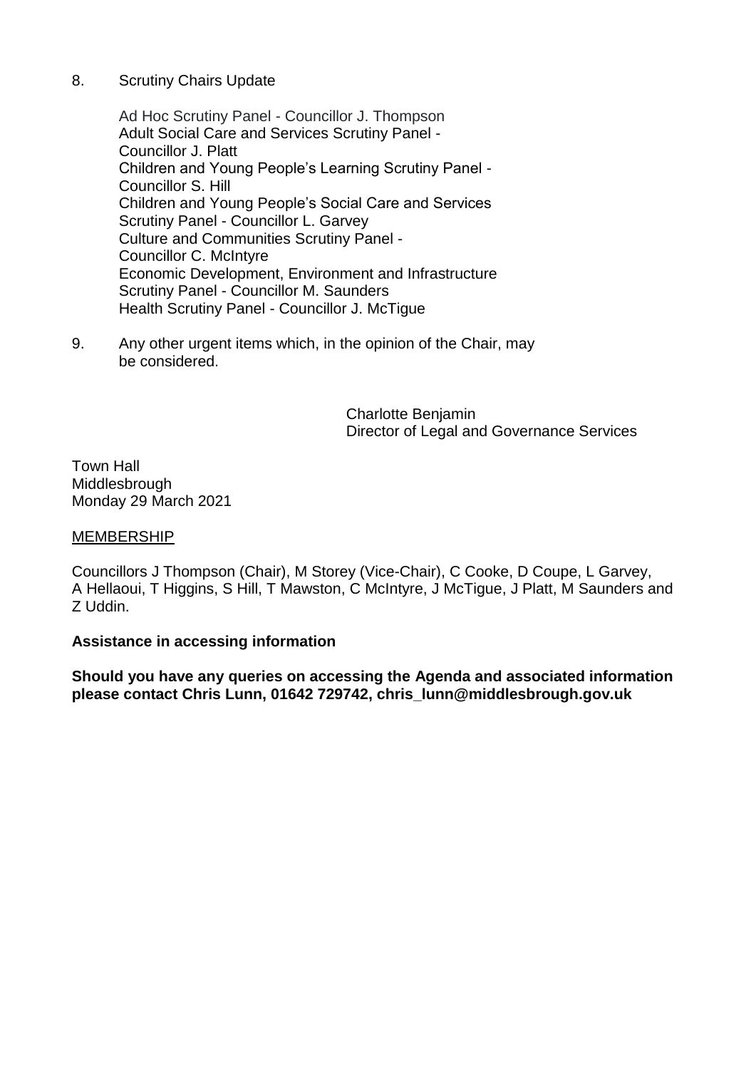8. Scrutiny Chairs Update

   Ad Hoc Scrutiny Panel - Councillor J. Thompson
   Adult Social Care and Services Scrutiny Panel - Councillor J. Platt
   Children and Young People's Learning Scrutiny Panel - Councillor S. Hill
   Children and Young People's Social Care and Services Scrutiny Panel - Councillor L. Garvey
   Culture and Communities Scrutiny Panel - Councillor C. McIntyre
   Economic Development, Environment and Infrastructure Scrutiny Panel - Councillor M. Saunders
   Health Scrutiny Panel - Councillor J. McTigue

9. Any other urgent items which, in the opinion of the Chair, may be considered.

Charlotte Benjamin
Director of Legal and Governance Services

Town Hall
Middlesbrough
Monday 29 March 2021

MEMBERSHIP

Councillors J Thompson (Chair), M Storey (Vice-Chair), C Cooke, D Coupe, L Garvey, A Hellaoui, T Higgins, S Hill, T Mawston, C McIntyre, J McTigue, J Platt, M Saunders and Z Uddin.

**Assistance in accessing information**

**Should you have any queries on accessing the Agenda and associated information please contact Chris Lunn, 01642 729742, chris_lunn@middlesbrough.gov.uk**